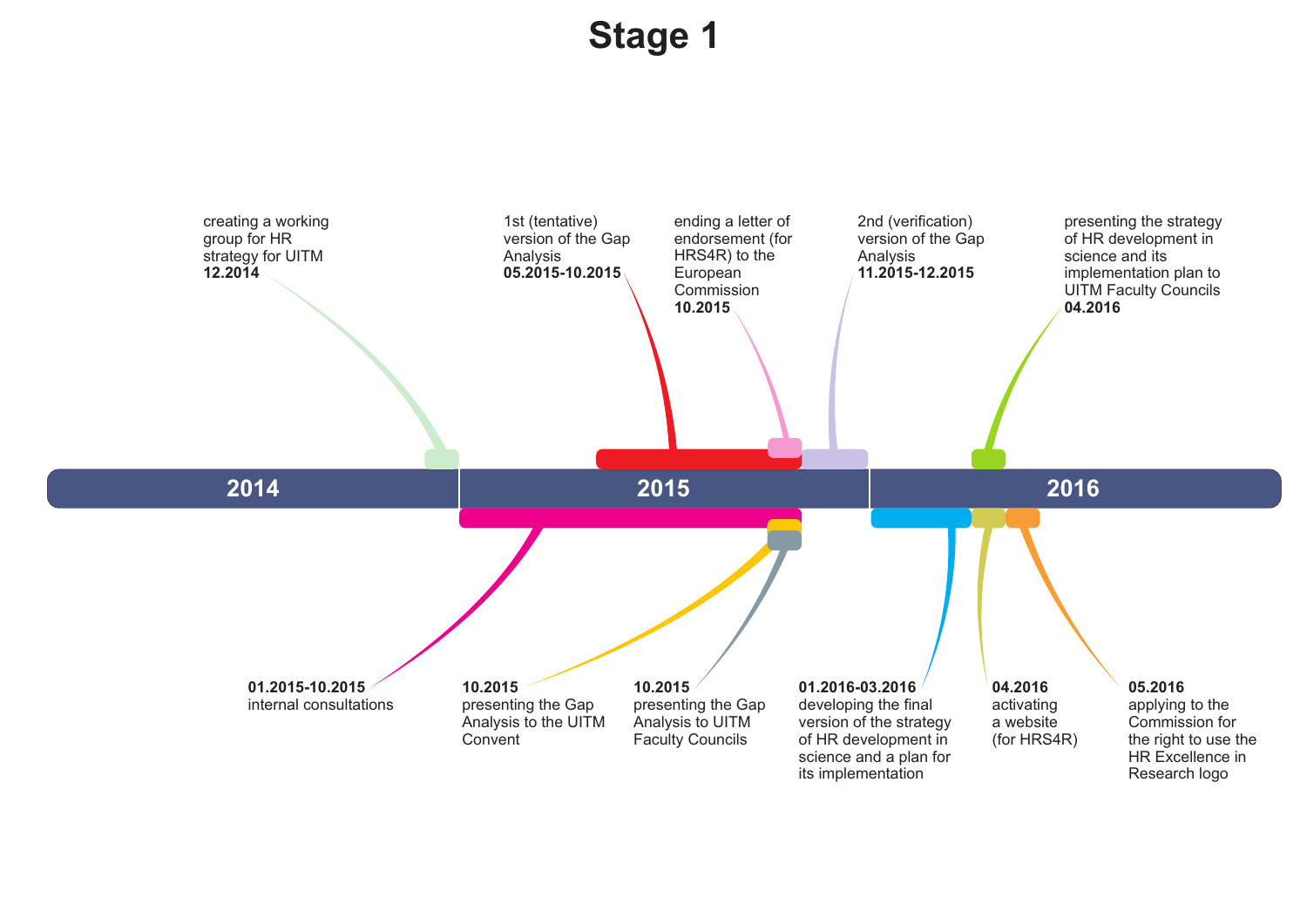# Stage 1

creating a working group for HR strategy for UITM
**12.2014**

1st (tentative) version of the Gap Analysis
**05.2015-10.2015**

ending a letter of endorsement (for HRS4R) to the European Commission
**10.2015**

2nd (verification) version of the Gap Analysis
**11.2015-12.2015**

presenting the strategy of HR development in science and its implementation plan to UITM Faculty Councils
**04.2016**

**2014** | **2015** | **2016**

**01.2015-10.2015**
internal consultations

**10.2015**
presenting the Gap Analysis to the UITM Convent

**10.2015**
presenting the Gap Analysis to UITM Faculty Councils

**01.2016-03.2016**
developing the final version of the strategy of HR development in science and a plan for its implementation

**04.2016**
activating a website (for HRS4R)

**05.2016**
applying to the Commission for the right to use the HR Excellence in Research logo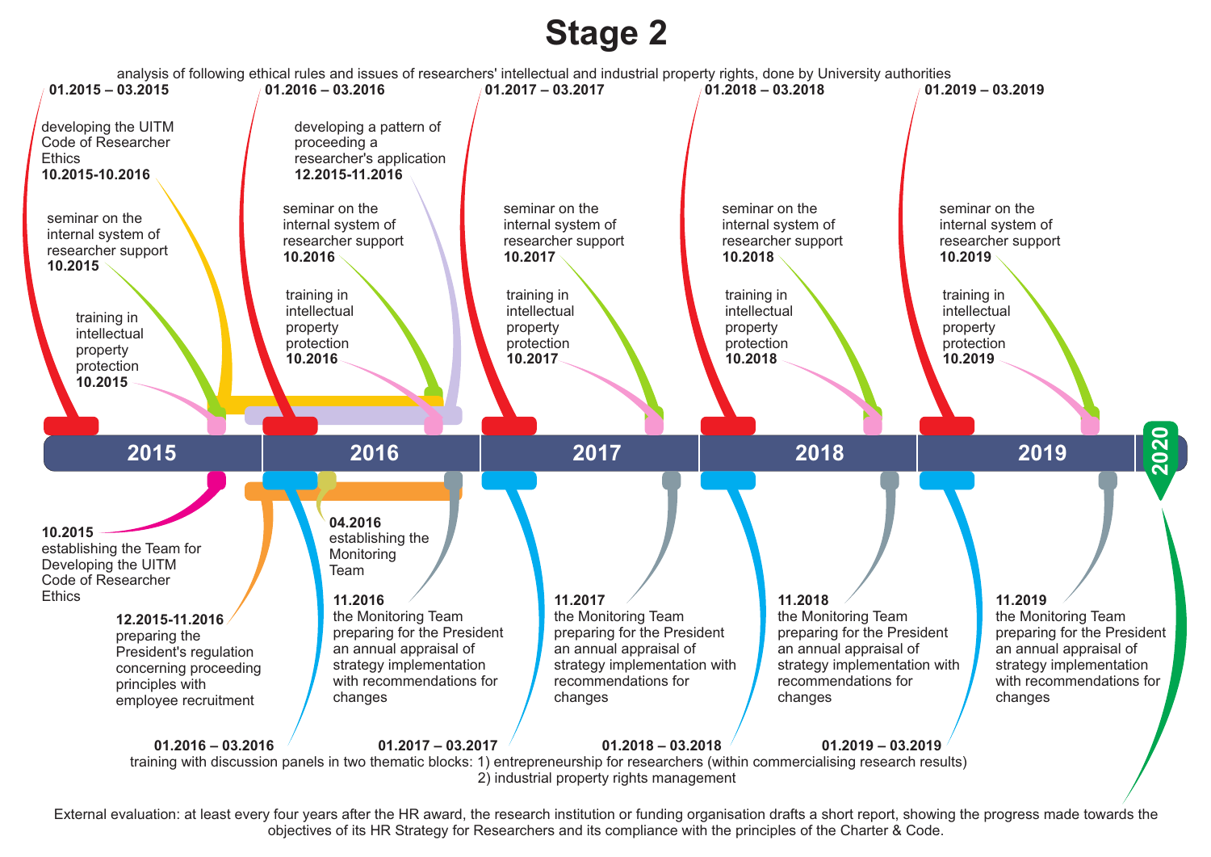# Stage 2

analysis of following ethical rules and issues of researchers' intellectual and industrial property rights, done by University authorities

**01.2015 – 03.2015**

**01.2016 – 03.2016**

**01.2017 – 03.2017**

**01.2018 – 03.2018**

**01.2019 – 03.2019**

developing the UITM Code of Researcher Ethics
**10.2015-10.2016**

developing a pattern of proceeding a researcher's application
**12.2015-11.2016**

seminar on the internal system of researcher support
**10.2015**

seminar on the internal system of researcher support
**10.2016**

seminar on the internal system of researcher support
**10.2017**

seminar on the internal system of researcher support
**10.2018**

seminar on the internal system of researcher support
**10.2019**

training in intellectual property protection
**10.2015**

training in intellectual property protection
**10.2016**

training in intellectual property protection
**10.2017**

training in intellectual property protection
**10.2018**

training in intellectual property protection
**10.2019**

2015
2016
2017
2018
2019
2020

**10.2015**
establishing the Team for Developing the UITM Code of Researcher Ethics

**04.2016**
establishing the Monitoring Team

**12.2015-11.2016**
preparing the President's regulation concerning proceeding principles with employee recruitment

**11.2016**
the Monitoring Team preparing for the President an annual appraisal of strategy implementation with recommendations for changes

**11.2017**
the Monitoring Team preparing for the President an annual appraisal of strategy implementation with recommendations for changes

**11.2018**
the Monitoring Team preparing for the President an annual appraisal of strategy implementation with recommendations for changes

**11.2019**
the Monitoring Team preparing for the President an annual appraisal of strategy implementation with recommendations for changes

**01.2016 – 03.2016**

**01.2017 – 03.2017**

**01.2018 – 03.2018**

**01.2019 – 03.2019**

training with discussion panels in two thematic blocks: 1) entrepreneurship for researchers (within commercialising research results)
2) industrial property rights management

External evaluation: at least every four years after the HR award, the research institution or funding organisation drafts a short report, showing the progress made towards the objectives of its HR Strategy for Researchers and its compliance with the principles of the Charter & Code.